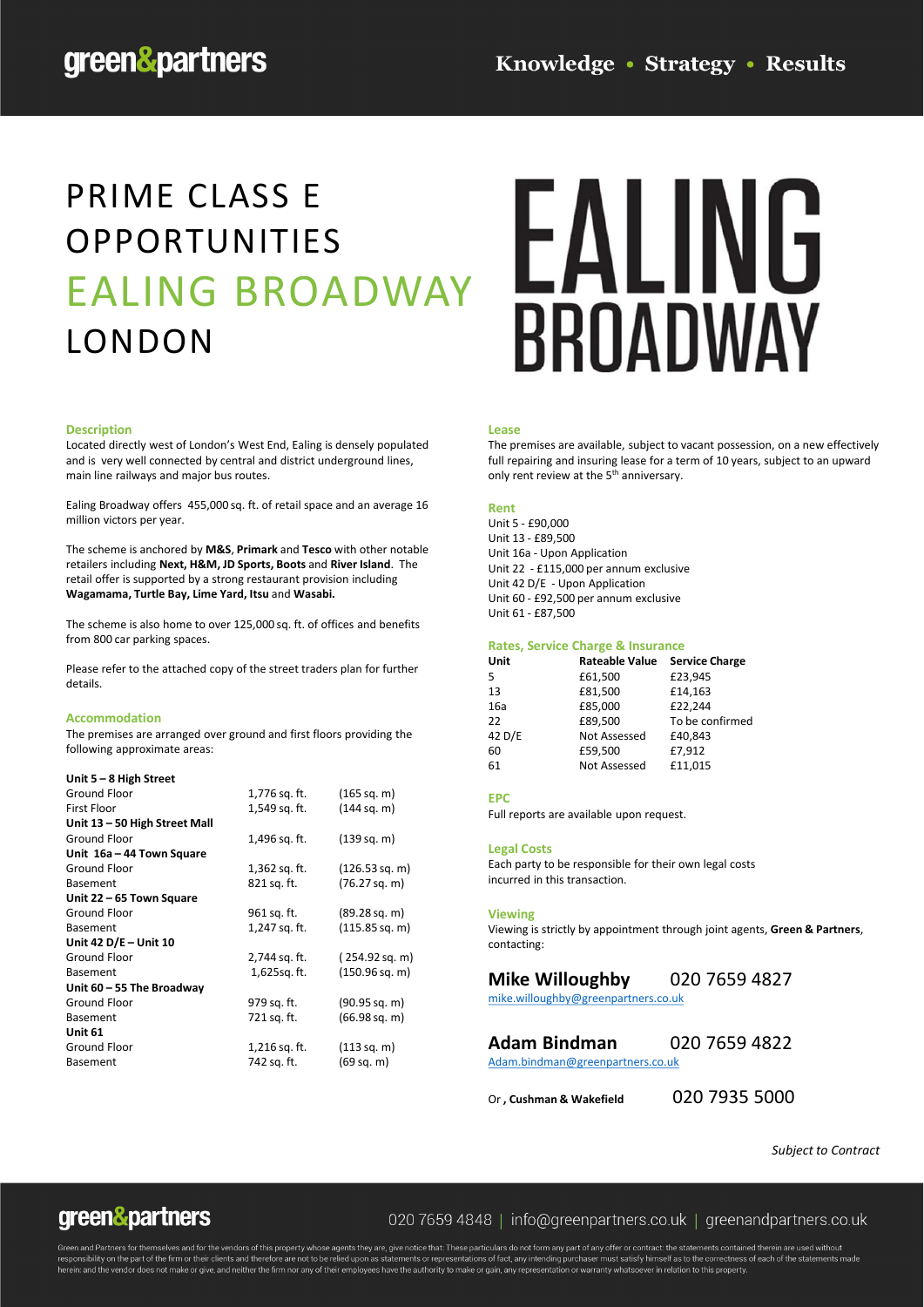green&partners

**Knowledge • Strategy • Results**

# PRIME CLASS E OPPORTUNITIES

# EALING BROADWAY

# LONDON

EALING BROADWAY

### Description

Located directly west of London's West End, Ealing is densely populated and is very well connected by central and district underground lines, main line railways and major bus routes.

Ealing Broadway offers 455,000 sq. ft. of retail space and an average 16 million victors per year.

The scheme is anchored by **M&S**, **Primark** and **Tesco** with other notable retailers including **Next, H&M, JD Sports, Boots** and **River Island**. The retail offer is supported by a strong restaurant provision including **Wagamama, Turtle Bay, Lime Yard, Itsu** and **Wasabi.**

The scheme is also home to over 125,000 sq. ft. of offices and benefits from 800 car parking spaces.

Please refer to the attached copy of the street traders plan for further details.

### Accommodation

The premises are arranged over ground and first floors providing the following approximate areas:

| | | |
|---|---|---|
| **Unit 5 – 8 High Street** | | |
| Ground Floor | 1,776 sq. ft. | (165 sq. m) |
| First Floor | 1,549 sq. ft. | (144 sq. m) |
| **Unit 13 – 50 High Street Mall** | | |
| Ground Floor | 1,496 sq. ft. | (139 sq. m) |
| **Unit 16a – 44 Town Square** | | |
| Ground Floor | 1,362 sq. ft. | (126.53 sq. m) |
| Basement | 821 sq. ft. | (76.27 sq. m) |
| **Unit 22 – 65 Town Square** | | |
| Ground Floor | 961 sq. ft. | (89.28 sq. m) |
| Basement | 1,247 sq. ft. | (115.85 sq. m) |
| **Unit 42 D/E – Unit 10** | | |
| Ground Floor | 2,744 sq. ft. | ( 254.92 sq. m) |
| Basement | 1,625sq. ft. | (150.96 sq. m) |
| **Unit 60 – 55 The Broadway** | | |
| Ground Floor | 979 sq. ft. | (90.95 sq. m) |
| Basement | 721 sq. ft. | (66.98 sq. m) |
| **Unit 61** | | |
| Ground Floor | 1,216 sq. ft. | (113 sq. m) |
| Basement | 742 sq. ft. | (69 sq. m) |

### Lease

The premises are available, subject to vacant possession, on a new effectively full repairing and insuring lease for a term of 10 years, subject to an upward only rent review at the 5th anniversary.

### Rent

Unit 5 - £90,000
Unit 13 - £89,500
Unit 16a - Upon Application
Unit 22 - £115,000 per annum exclusive
Unit 42 D/E - Upon Application
Unit 60 - £92,500 per annum exclusive
Unit 61 - £87,500

### Rates, Service Charge & Insurance

| Unit | Rateable Value | Service Charge |
|---|---|---|
| 5 | £61,500 | £23,945 |
| 13 | £81,500 | £14,163 |
| 16a | £85,000 | £22,244 |
| 22 | £89,500 | To be confirmed |
| 42 D/E | Not Assessed | £40,843 |
| 60 | £59,500 | £7,912 |
| 61 | Not Assessed | £11,015 |

### EPC

Full reports are available upon request.

### Legal Costs

Each party to be responsible for their own legal costs incurred in this transaction.

### Viewing

Viewing is strictly by appointment through joint agents, **Green & Partners**, contacting:

**Mike Willoughby** 020 7659 4827
mike.willoughby@greenpartners.co.uk

**Adam Bindman** 020 7659 4822
Adam.bindman@greenpartners.co.uk

Or **, Cushman & Wakefield** 020 7935 5000

*Subject to Contract*

green&partners 020 7659 4848 | info@greenpartners.co.uk | greenandpartners.co.uk

Green and Partners for themselves and for the vendors of this property whose agents they are, give notice that: These particulars do not form any part of any offer or contract: the statements contained therein are used without responsibility on the part of the firm or their clients and therefore are not to be relied upon as statements or representations of fact, any intending purchaser must satisfy himself as to the correctness of each of the statements made herein: and the vendor does not make or give, and neither the firm nor any of their employees have the authority to make or gain, any representation or warranty whatsoever in relation to this property.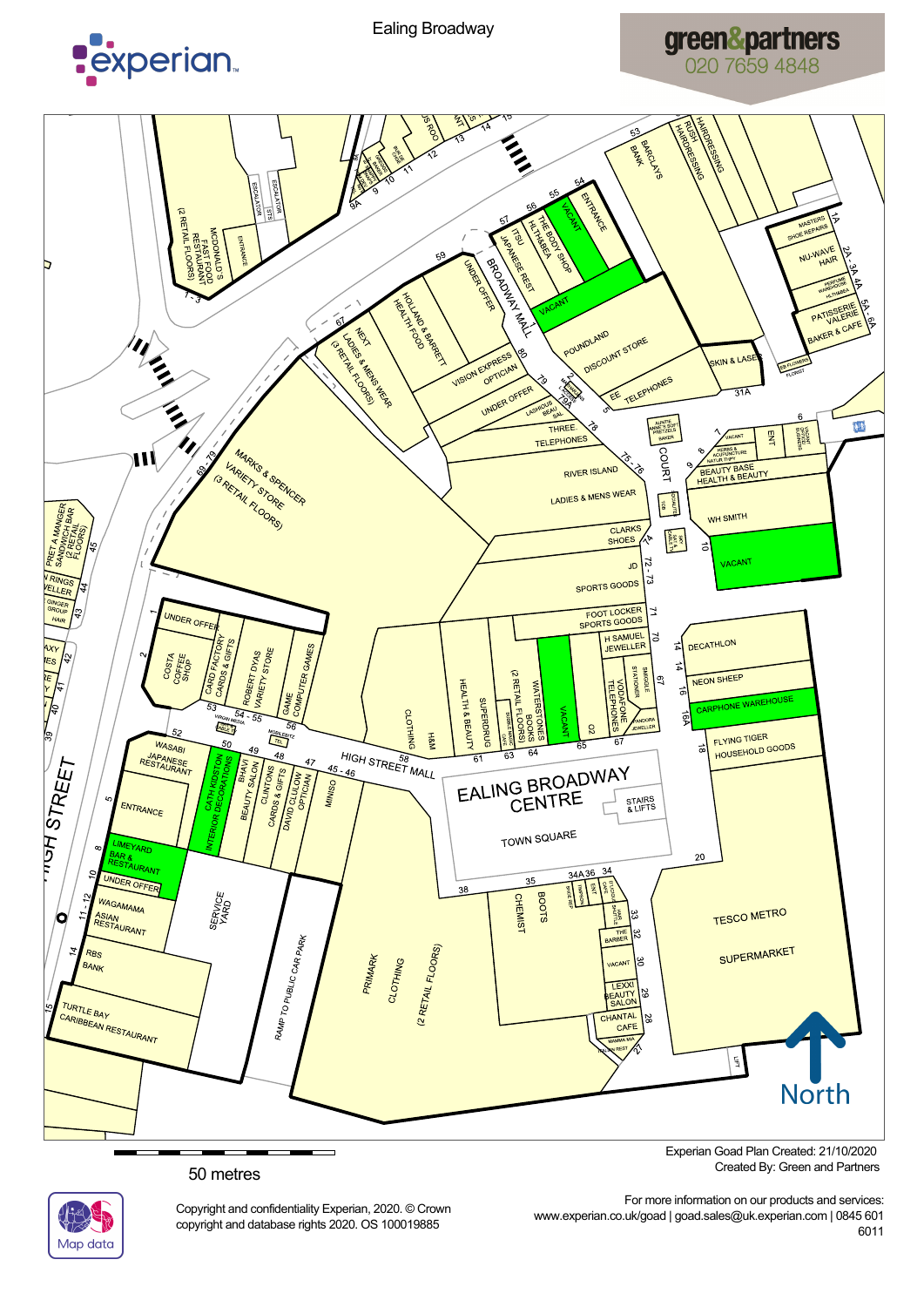Ealing Broadway

experian.

green&partners
020 7659 4848

EALING BROADWAY CENTRE

TOWN SQUARE

HIGH STREET MALL

BROADWAY MALL

HIGH STREET

COURT

North

50 metres

Experian Goad Plan Created: 21/10/2020
Created By: Green and Partners

Copyright and confidentiality Experian, 2020. © Crown copyright and database rights 2020. OS 100019885

Map data

For more information on our products and services:
www.experian.co.uk/goad | goad.sales@uk.experian.com | 0845 601 6011